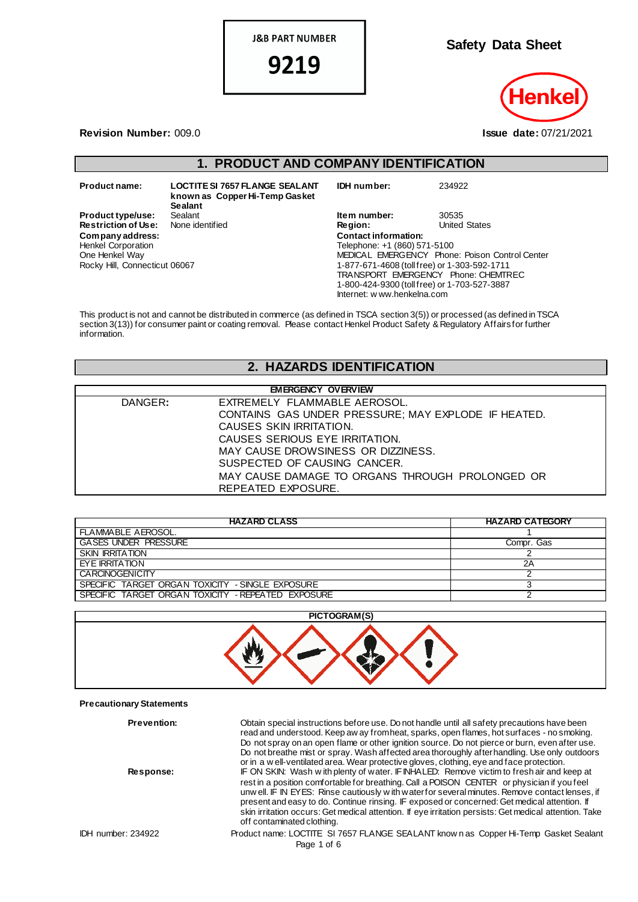J&B PART NUMBER

9219

# Safety Data Sheet

Henkel

**Revision Number:** 009.0

**Issue date:** 07/21/2021

## 1. PRODUCT AND COMPANY IDENTIFICATION

**Product name:** LOCTITE SI 7657 FLANGE SEALANT known as Copper Hi-Temp Gasket Sealant
**Product type/use:** Sealant
**Restriction of Use:** None identified
**Company address:**
Henkel Corporation
One Henkel Way
Rocky Hill, Connecticut 06067

**IDH number:** 234922
**Item number:** 30535
**Region:** United States
**Contact information:**
Telephone: +1 (860) 571-5100
MEDICAL EMERGENCY Phone: Poison Control Center
1-877-671-4608 (toll free) or 1-303-592-1711
TRANSPORT EMERGENCY Phone: CHEMTREC
1-800-424-9300 (toll free) or 1-703-527-3887
Internet: www.henkelna.com

This product is not and cannot be distributed in commerce (as defined in TSCA section 3(5)) or processed (as defined in TSCA section 3(13)) for consumer paint or coating removal. Please contact Henkel Product Safety & Regulatory Affairs for further information.

## 2. HAZARDS IDENTIFICATION

| EMERGENCY OVERVIEW | |
|---|---|
| DANGER: | EXTREMELY FLAMMABLE AEROSOL.<br>CONTAINS GAS UNDER PRESSURE; MAY EXPLODE IF HEATED.<br>CAUSES SKIN IRRITATION.<br>CAUSES SERIOUS EYE IRRITATION.<br>MAY CAUSE DROWSINESS OR DIZZINESS.<br>SUSPECTED OF CAUSING CANCER.<br>MAY CAUSE DAMAGE TO ORGANS THROUGH PROLONGED OR REPEATED EXPOSURE. |

| HAZARD CLASS | HAZARD CATEGORY |
|---|---|
| FLAMMABLE AEROSOL. | 1 |
| GASES UNDER PRESSURE | Compr. Gas |
| SKIN IRRITATION | 2 |
| EYE IRRITATION | 2A |
| CARCINOGENICITY | 2 |
| SPECIFIC TARGET ORGAN TOXICITY - SINGLE EXPOSURE | 3 |
| SPECIFIC TARGET ORGAN TOXICITY - REPEATED EXPOSURE | 2 |

**PICTOGRAM(S)**

**Precautionary Statements**

**Prevention:** Obtain special instructions before use. Do not handle until all safety precautions have been read and understood. Keep away from heat, sparks, open flames, hot surfaces - no smoking. Do not spray on an open flame or other ignition source. Do not pierce or burn, even after use. Do not breathe mist or spray. Wash affected area thoroughly after handling. Use only outdoors or in a well-ventilated area. Wear protective gloves, clothing, eye and face protection.

**Response:** IF ON SKIN: Wash with plenty of water. IF INHALED: Remove victim to fresh air and keep at rest in a position comfortable for breathing. Call a POISON CENTER or physician if you feel unwell. IF IN EYES: Rinse cautiously with water for several minutes. Remove contact lenses, if present and easy to do. Continue rinsing. IF exposed or concerned: Get medical attention. If skin irritation occurs: Get medical attention. If eye irritation persists: Get medical attention. Take off contaminated clothing.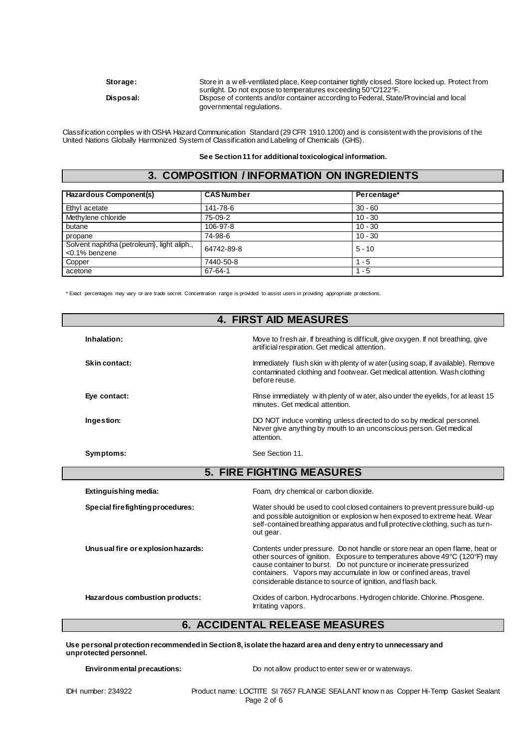**Storage:** Store in a well-ventilated place. Keep container tightly closed. Store locked up. Protect from sunlight. Do not expose to temperatures exceeding 50°C/122°F.

**Disposal:** Dispose of contents and/or container according to Federal, State/Provincial and local governmental regulations.

Classification complies with OSHA Hazard Communication Standard (29 CFR 1910.1200) and is consistent with the provisions of the United Nations Globally Harmonized System of Classification and Labeling of Chemicals (GHS).

**See Section 11 for additional toxicological information.**

## 3. COMPOSITION / INFORMATION ON INGREDIENTS

| Hazardous Component(s) | CAS Number | Percentage* |
|---|---|---|
| Ethyl acetate | 141-78-6 | 30 - 60 |
| Methylene chloride | 75-09-2 | 10 - 30 |
| butane | 106-97-8 | 10 - 30 |
| propane | 74-98-6 | 10 - 30 |
| Solvent naphtha (petroleum), light aliph., <0.1% benzene | 64742-89-8 | 5 - 10 |
| Copper | 7440-50-8 | 1 - 5 |
| acetone | 67-64-1 | 1 - 5 |

* Exact percentages may vary or are trade secret. Concentration range is provided to assist users in providing appropriate protections.

## 4. FIRST AID MEASURES

**Inhalation:** Move to fresh air. If breathing is difficult, give oxygen. If not breathing, give artificial respiration. Get medical attention.

**Skin contact:** Immediately flush skin with plenty of water (using soap, if available). Remove contaminated clothing and footwear. Get medical attention. Wash clothing before reuse.

**Eye contact:** Rinse immediately with plenty of water, also under the eyelids, for at least 15 minutes. Get medical attention.

**Ingestion:** DO NOT induce vomiting unless directed to do so by medical personnel. Never give anything by mouth to an unconscious person. Get medical attention.

**Symptoms:** See Section 11.

## 5. FIRE FIGHTING MEASURES

**Extinguishing media:** Foam, dry chemical or carbon dioxide.

**Special firefighting procedures:** Water should be used to cool closed containers to prevent pressure build-up and possible autoignition or explosion when exposed to extreme heat. Wear self-contained breathing apparatus and full protective clothing, such as turn-out gear.

**Unusual fire or explosion hazards:** Contents under pressure. Do not handle or store near an open flame, heat or other sources of ignition. Exposure to temperatures above 49°C (120°F) may cause container to burst. Do not puncture or incinerate pressurized containers. Vapors may accumulate in low or confined areas, travel considerable distance to source of ignition, and flash back.

**Hazardous combustion products:** Oxides of carbon. Hydrocarbons. Hydrogen chloride. Chlorine. Phosgene. Irritating vapors.

## 6. ACCIDENTAL RELEASE MEASURES

**Use personal protection recommended in Section 8, isolate the hazard area and deny entry to unnecessary and unprotected personnel.**

**Environmental precautions:** Do not allow product to enter sewer or waterways.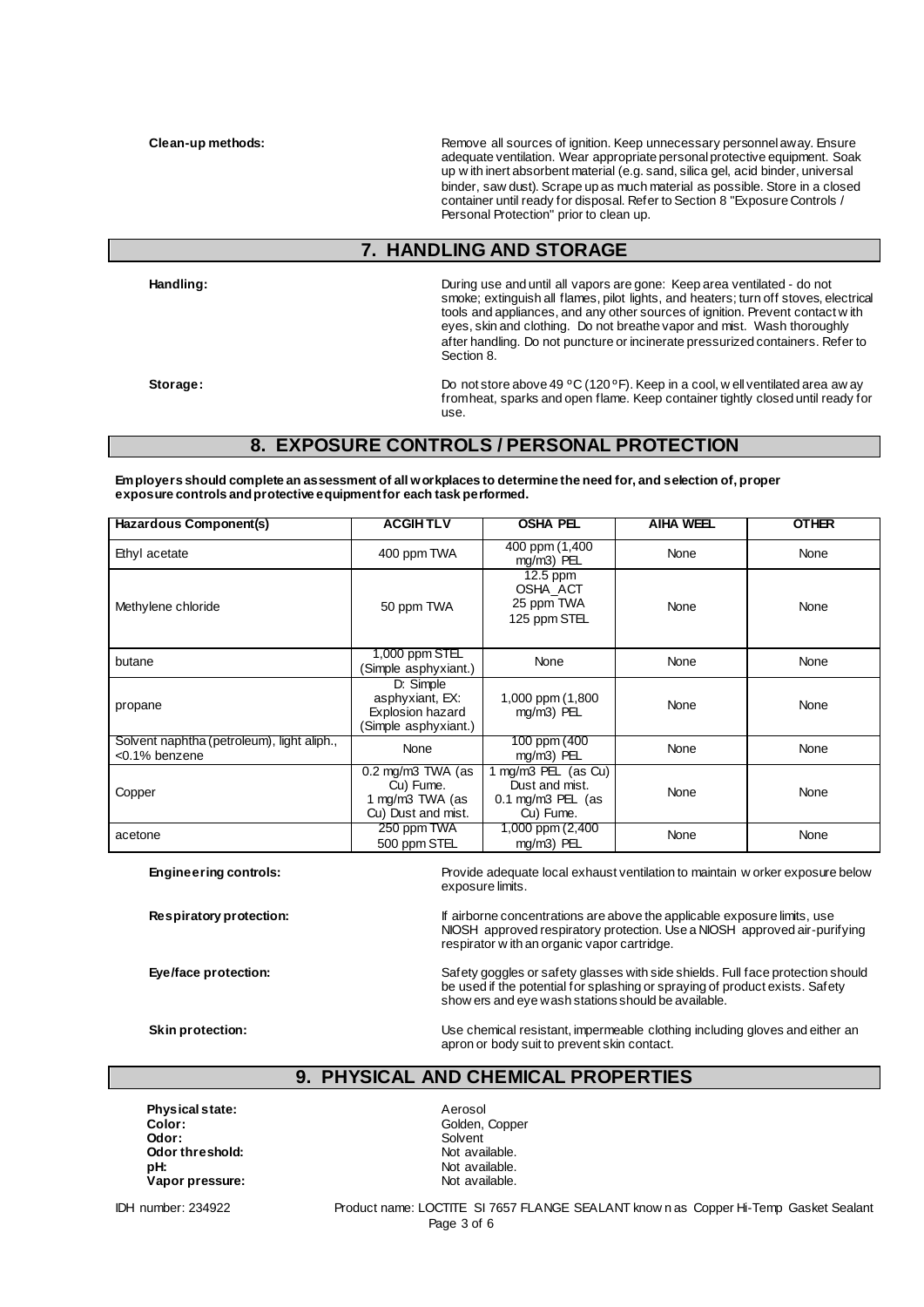**Clean-up methods:** Remove all sources of ignition. Keep unnecessary personnel away. Ensure adequate ventilation. Wear appropriate personal protective equipment. Soak up with inert absorbent material (e.g. sand, silica gel, acid binder, universal binder, saw dust). Scrape up as much material as possible. Store in a closed container until ready for disposal. Refer to Section 8 "Exposure Controls / Personal Protection" prior to clean up.

## 7. HANDLING AND STORAGE

**Handling:** During use and until all vapors are gone: Keep area ventilated - do not smoke; extinguish all flames, pilot lights, and heaters; turn off stoves, electrical tools and appliances, and any other sources of ignition. Prevent contact with eyes, skin and clothing. Do not breathe vapor and mist. Wash thoroughly after handling. Do not puncture or incinerate pressurized containers. Refer to Section 8.

**Storage:** Do not store above 49 ºC (120 ºF). Keep in a cool, well ventilated area away from heat, sparks and open flame. Keep container tightly closed until ready for use.

## 8. EXPOSURE CONTROLS / PERSONAL PROTECTION

**Employers should complete an assessment of all workplaces to determine the need for, and selection of, proper exposure controls and protective equipment for each task performed.**

| Hazardous Component(s) | ACGIH TLV | OSHA PEL | AIHA WEEL | OTHER |
|---|---|---|---|---|
| Ethyl acetate | 400 ppm TWA | 400 ppm (1,400 mg/m3) PEL | None | None |
| Methylene chloride | 50 ppm TWA | 12.5 ppm OSHA_ACT 25 ppm TWA 125 ppm STEL | None | None |
| butane | 1,000 ppm STEL (Simple asphyxiant.) | None | None | None |
| propane | D: Simple asphyxiant, EX: Explosion hazard (Simple asphyxiant.) | 1,000 ppm (1,800 mg/m3) PEL | None | None |
| Solvent naphtha (petroleum), light aliph., <0.1% benzene | None | 100 ppm (400 mg/m3) PEL | None | None |
| Copper | 0.2 mg/m3 TWA (as Cu) Fume. 1 mg/m3 TWA (as Cu) Dust and mist. | 1 mg/m3 PEL (as Cu) Dust and mist. 0.1 mg/m3 PEL (as Cu) Fume. | None | None |
| acetone | 250 ppm TWA 500 ppm STEL | 1,000 ppm (2,400 mg/m3) PEL | None | None |

**Engineering controls:** Provide adequate local exhaust ventilation to maintain worker exposure below exposure limits.

**Respiratory protection:** If airborne concentrations are above the applicable exposure limits, use NIOSH approved respiratory protection. Use a NIOSH approved air-purifying respirator with an organic vapor cartridge.

**Eye/face protection:** Safety goggles or safety glasses with side shields. Full face protection should be used if the potential for splashing or spraying of product exists. Safety showers and eye wash stations should be available.

**Skin protection:** Use chemical resistant, impermeable clothing including gloves and either an apron or body suit to prevent skin contact.

## 9. PHYSICAL AND CHEMICAL PROPERTIES

**Physical state:** Aerosol
**Color:** Golden, Copper
**Odor:** Solvent
**Odor threshold:** Not available.
**pH:** Not available.
**Vapor pressure:** Not available.

IDH number: 234922 Product name: LOCTITE SI 7657 FLANGE SEALANT known as Copper Hi-Temp Gasket Sealant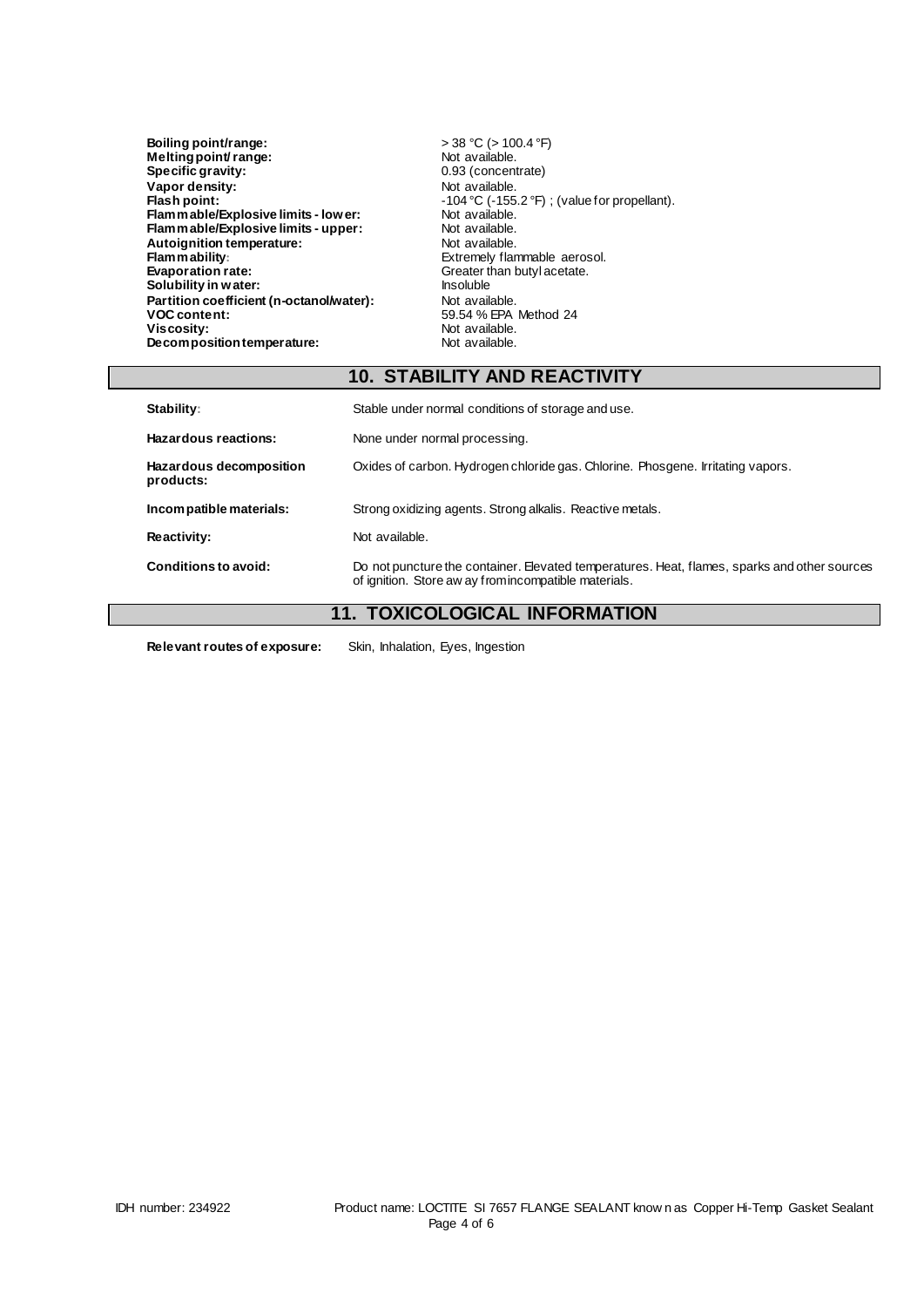| | |
|---|---|
| **Boiling point/range:** | > 38 °C (> 100.4 °F) |
| **Melting point/ range:** | Not available. |
| **Specific gravity:** | 0.93 (concentrate) |
| **Vapor density:** | Not available. |
| **Flash point:** | -104 °C (-155.2 °F) ; (value for propellant). |
| **Flammable/Explosive limits - lower:** | Not available. |
| **Flammable/Explosive limits - upper:** | Not available. |
| **Autoignition temperature:** | Not available. |
| **Flammability:** | Extremely flammable aerosol. |
| **Evaporation rate:** | Greater than butyl acetate. |
| **Solubility in water:** | Insoluble |
| **Partition coefficient (n-octanol/water):** | Not available. |
| **VOC content:** | 59.54 % EPA Method 24 |
| **Viscosity:** | Not available. |
| **Decomposition temperature:** | Not available. |

## 10. STABILITY AND REACTIVITY

| | |
|---|---|
| **Stability:** | Stable under normal conditions of storage and use. |
| **Hazardous reactions:** | None under normal processing. |
| **Hazardous decomposition products:** | Oxides of carbon. Hydrogen chloride gas. Chlorine. Phosgene. Irritating vapors. |
| **Incompatible materials:** | Strong oxidizing agents. Strong alkalis. Reactive metals. |
| **Reactivity:** | Not available. |
| **Conditions to avoid:** | Do not puncture the container. Elevated temperatures. Heat, flames, sparks and other sources of ignition. Store away from incompatible materials. |

## 11. TOXICOLOGICAL INFORMATION

**Relevant routes of exposure:** Skin, Inhalation, Eyes, Ingestion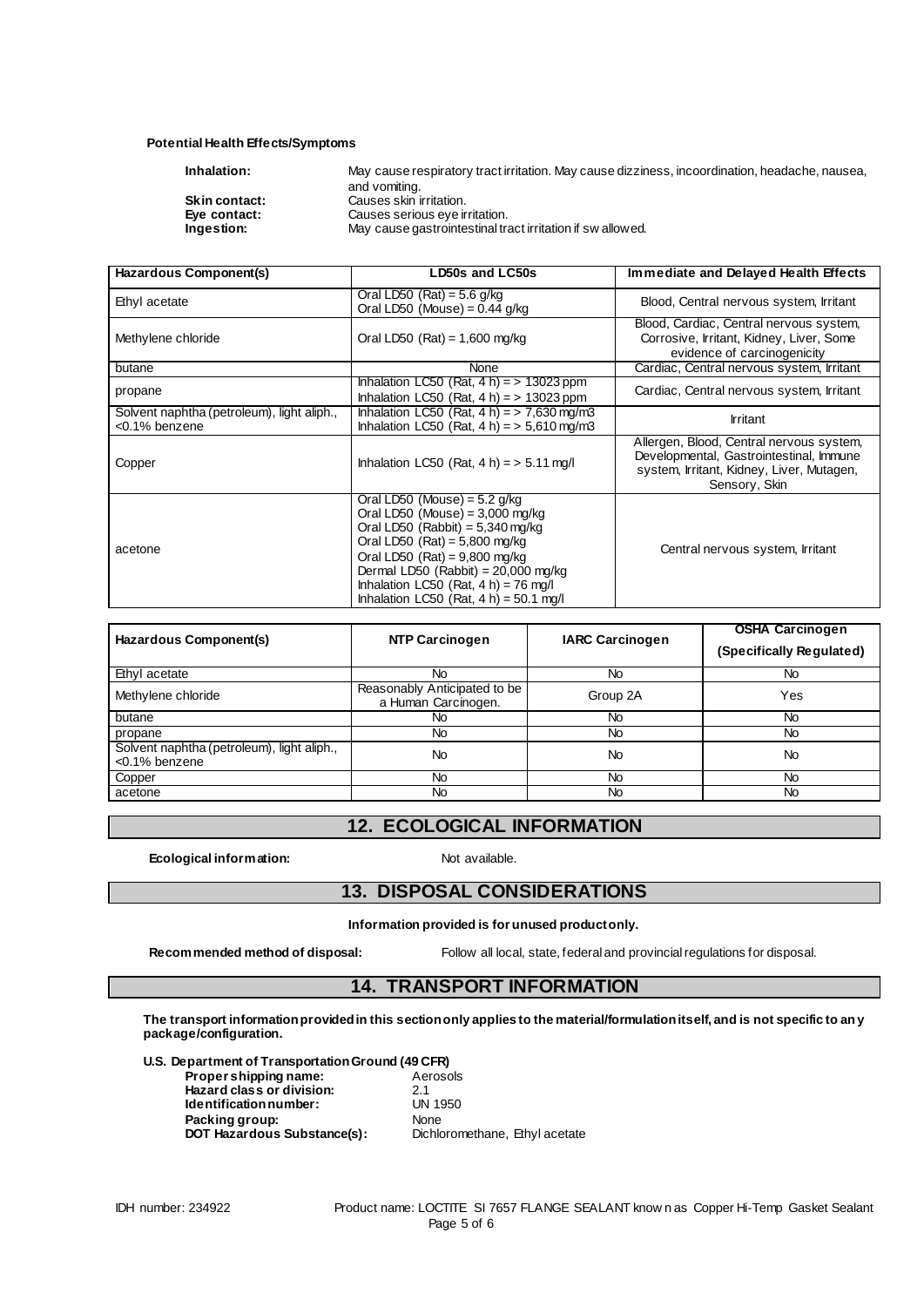**Potential Health Effects/Symptoms**

**Inhalation:** May cause respiratory tract irritation. May cause dizziness, incoordination, headache, nausea, and vomiting.
**Skin contact:** Causes skin irritation.
**Eye contact:** Causes serious eye irritation.
**Ingestion:** May cause gastrointestinal tract irritation if swallowed.

| Hazardous Component(s) | LD50s and LC50s | Immediate and Delayed Health Effects |
|---|---|---|
| Ethyl acetate | Oral LD50 (Rat) = 5.6 g/kg<br>Oral LD50 (Mouse) = 0.44 g/kg | Blood, Central nervous system, Irritant |
| Methylene chloride | Oral LD50 (Rat) = 1,600 mg/kg | Blood, Cardiac, Central nervous system, Corrosive, Irritant, Kidney, Liver, Some evidence of carcinogenicity |
| butane | None | Cardiac, Central nervous system, Irritant |
| propane | Inhalation LC50 (Rat, 4 h) = > 13023 ppm<br>Inhalation LC50 (Rat, 4 h) = > 13023 ppm | Cardiac, Central nervous system, Irritant |
| Solvent naphtha (petroleum), light aliph., <0.1% benzene | Inhalation LC50 (Rat, 4 h) = > 7,630 mg/m3<br>Inhalation LC50 (Rat, 4 h) = > 5,610 mg/m3 | Irritant |
| Copper | Inhalation LC50 (Rat, 4 h) = > 5.11 mg/l | Allergen, Blood, Central nervous system, Developmental, Gastrointestinal, Immune system, Irritant, Kidney, Liver, Mutagen, Sensory, Skin |
| acetone | Oral LD50 (Mouse) = 5.2 g/kg<br>Oral LD50 (Mouse) = 3,000 mg/kg<br>Oral LD50 (Rabbit) = 5,340 mg/kg<br>Oral LD50 (Rat) = 5,800 mg/kg<br>Oral LD50 (Rat) = 9,800 mg/kg<br>Dermal LD50 (Rabbit) = 20,000 mg/kg<br>Inhalation LC50 (Rat, 4 h) = 76 mg/l<br>Inhalation LC50 (Rat, 4 h) = 50.1 mg/l | Central nervous system, Irritant |

| Hazardous Component(s) | NTP Carcinogen | IARC Carcinogen | OSHA Carcinogen (Specifically Regulated) |
|---|---|---|---|
| Ethyl acetate | No | No | No |
| Methylene chloride | Reasonably Anticipated to be a Human Carcinogen. | Group 2A | Yes |
| butane | No | No | No |
| propane | No | No | No |
| Solvent naphtha (petroleum), light aliph., <0.1% benzene | No | No | No |
| Copper | No | No | No |
| acetone | No | No | No |

## 12. ECOLOGICAL INFORMATION

**Ecological information:** Not available.

## 13. DISPOSAL CONSIDERATIONS

**Information provided is for unused product only.**

**Recommended method of disposal:** Follow all local, state, federal and provincial regulations for disposal.

## 14. TRANSPORT INFORMATION

**The transport information provided in this section only applies to the material/formulation itself, and is not specific to any package/configuration.**

**U.S. Department of Transportation Ground (49 CFR)**

**Proper shipping name:** Aerosols
**Hazard class or division:** 2.1
**Identification number:** UN 1950
**Packing group:** None
**DOT Hazardous Substance(s):** Dichloromethane, Ethyl acetate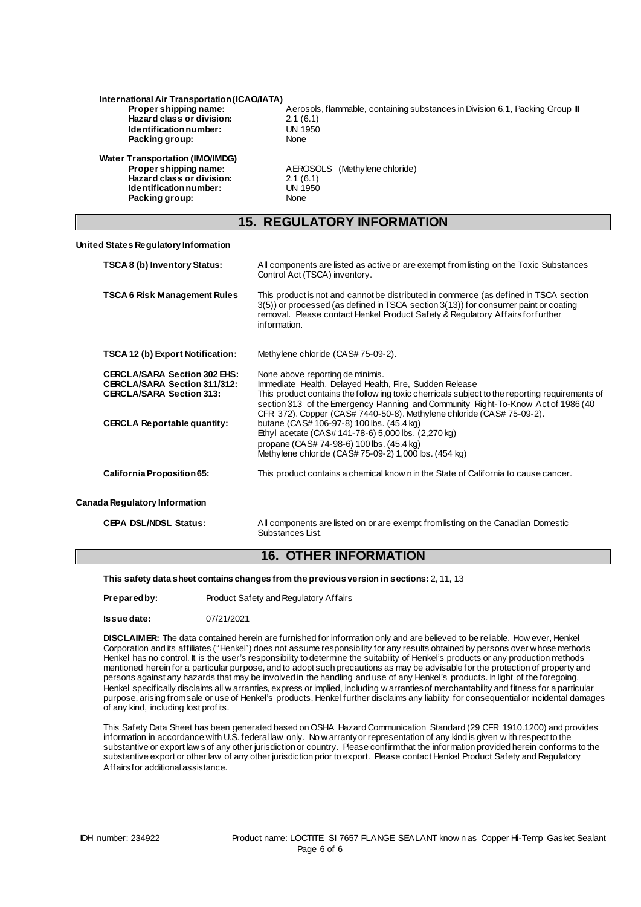**International Air Transportation (ICAO/IATA)**

| | |
|---|---|
| **Proper shipping name:** | Aerosols, flammable, containing substances in Division 6.1, Packing Group III |
| **Hazard class or division:** | 2.1 (6.1) |
| **Identification number:** | UN 1950 |
| **Packing group:** | None |

**Water Transportation (IMO/IMDG)**

| | |
|---|---|
| **Proper shipping name:** | AEROSOLS (Methylene chloride) |
| **Hazard class or division:** | 2.1 (6.1) |
| **Identification number:** | UN 1950 |
| **Packing group:** | None |

## 15. REGULATORY INFORMATION

**United States Regulatory Information**

| | |
|---|---|
| **TSCA 8 (b) Inventory Status:** | All components are listed as active or are exempt from listing on the Toxic Substances Control Act (TSCA) inventory. |
| **TSCA 6 Risk Management Rules** | This product is not and cannot be distributed in commerce (as defined in TSCA section 3(5)) or processed (as defined in TSCA section 3(13)) for consumer paint or coating removal. Please contact Henkel Product Safety & Regulatory Affairs for further information. |
| **TSCA 12 (b) Export Notification:** | Methylene chloride (CAS# 75-09-2). |
| **CERCLA/SARA Section 302 EHS:** | None above reporting de minimis. |
| **CERCLA/SARA Section 311/312:** | Immediate Health, Delayed Health, Fire, Sudden Release |
| **CERCLA/SARA Section 313:** | This product contains the following toxic chemicals subject to the reporting requirements of section 313 of the Emergency Planning and Community Right-To-Know Act of 1986 (40 CFR 372). Copper (CAS# 7440-50-8). Methylene chloride (CAS# 75-09-2). |
| **CERCLA Reportable quantity:** | butane (CAS# 106-97-8) 100 lbs. (45.4 kg)<br>Ethyl acetate (CAS# 141-78-6) 5,000 lbs. (2,270 kg)<br>propane (CAS# 74-98-6) 100 lbs. (45.4 kg)<br>Methylene chloride (CAS# 75-09-2) 1,000 lbs. (454 kg) |
| **California Proposition 65:** | This product contains a chemical known in the State of California to cause cancer. |

**Canada Regulatory Information**

| | |
|---|---|
| **CEPA DSL/NDSL Status:** | All components are listed on or are exempt from listing on the Canadian Domestic Substances List. |

## 16. OTHER INFORMATION

**This safety data sheet contains changes from the previous version in sections:** 2, 11, 13

**Prepared by:** Product Safety and Regulatory Affairs

**Issue date:** 07/21/2021

**DISCLAIMER:** The data contained herein are furnished for information only and are believed to be reliable. However, Henkel Corporation and its affiliates ("Henkel") does not assume responsibility for any results obtained by persons over whose methods Henkel has no control. It is the user's responsibility to determine the suitability of Henkel's products or any production methods mentioned herein for a particular purpose, and to adopt such precautions as may be advisable for the protection of property and persons against any hazards that may be involved in the handling and use of any Henkel's products. In light of the foregoing, Henkel specifically disclaims all warranties, express or implied, including warranties of merchantability and fitness for a particular purpose, arising from sale or use of Henkel's products. Henkel further disclaims any liability for consequential or incidental damages of any kind, including lost profits.

This Safety Data Sheet has been generated based on OSHA Hazard Communication Standard (29 CFR 1910.1200) and provides information in accordance with U.S. federal law only. No warranty or representation of any kind is given with respect to the substantive or export laws of any other jurisdiction or country. Please confirm that the information provided herein conforms to the substantive export or other law of any other jurisdiction prior to export. Please contact Henkel Product Safety and Regulatory Affairs for additional assistance.

IDH number: 234922 Product name: LOCTITE SI 7657 FLANGE SEALANT known as Copper Hi-Temp Gasket Sealant